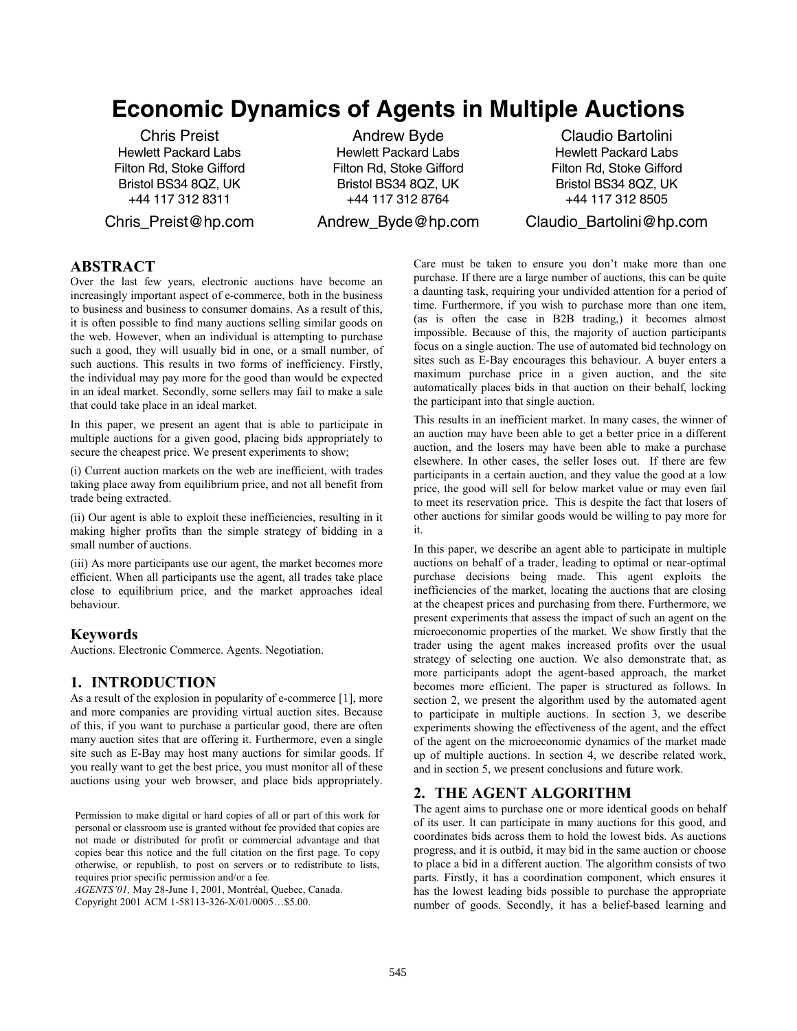# Economic Dynamics of Agents in Multiple Auctions

Chris Preist
Hewlett Packard Labs
Filton Rd, Stoke Gifford
Bristol BS34 8QZ, UK
+44 117 312 8311
Chris_Preist@hp.com

Andrew Byde
Hewlett Packard Labs
Filton Rd, Stoke Gifford
Bristol BS34 8QZ, UK
+44 117 312 8764
Andrew_Byde@hp.com

Claudio Bartolini
Hewlett Packard Labs
Filton Rd, Stoke Gifford
Bristol BS34 8QZ, UK
+44 117 312 8505
Claudio_Bartolini@hp.com

## ABSTRACT

Over the last few years, electronic auctions have become an increasingly important aspect of e-commerce, both in the business to business and business to consumer domains. As a result of this, it is often possible to find many auctions selling similar goods on the web. However, when an individual is attempting to purchase such a good, they will usually bid in one, or a small number, of such auctions. This results in two forms of inefficiency. Firstly, the individual may pay more for the good than would be expected in an ideal market. Secondly, some sellers may fail to make a sale that could take place in an ideal market.

In this paper, we present an agent that is able to participate in multiple auctions for a given good, placing bids appropriately to secure the cheapest price. We present experiments to show;

(i) Current auction markets on the web are inefficient, with trades taking place away from equilibrium price, and not all benefit from trade being extracted.

(ii) Our agent is able to exploit these inefficiencies, resulting in it making higher profits than the simple strategy of bidding in a small number of auctions.

(iii) As more participants use our agent, the market becomes more efficient. When all participants use the agent, all trades take place close to equilibrium price, and the market approaches ideal behaviour.

### Keywords

Auctions. Electronic Commerce. Agents. Negotiation.

## 1. INTRODUCTION

As a result of the explosion in popularity of e-commerce [1], more and more companies are providing virtual auction sites. Because of this, if you want to purchase a particular good, there are often many auction sites that are offering it. Furthermore, even a single site such as E-Bay may host many auctions for similar goods. If you really want to get the best price, you must monitor all of these auctions using your web browser, and place bids appropriately. Care must be taken to ensure you don't make more than one purchase. If there are a large number of auctions, this can be quite a daunting task, requiring your undivided attention for a period of time. Furthermore, if you wish to purchase more than one item, (as is often the case in B2B trading,) it becomes almost impossible. Because of this, the majority of auction participants focus on a single auction. The use of automated bid technology on sites such as E-Bay encourages this behaviour. A buyer enters a maximum purchase price in a given auction, and the site automatically places bids in that auction on their behalf, locking the participant into that single auction.

This results in an inefficient market. In many cases, the winner of an auction may have been able to get a better price in a different auction, and the losers may have been able to make a purchase elsewhere. In other cases, the seller loses out. If there are few participants in a certain auction, and they value the good at a low price, the good will sell for below market value or may even fail to meet its reservation price. This is despite the fact that losers of other auctions for similar goods would be willing to pay more for it.

In this paper, we describe an agent able to participate in multiple auctions on behalf of a trader, leading to optimal or near-optimal purchase decisions being made. This agent exploits the inefficiencies of the market, locating the auctions that are closing at the cheapest prices and purchasing from there. Furthermore, we present experiments that assess the impact of such an agent on the microeconomic properties of the market. We show firstly that the trader using the agent makes increased profits over the usual strategy of selecting one auction. We also demonstrate that, as more participants adopt the agent-based approach, the market becomes more efficient. The paper is structured as follows. In section 2, we present the algorithm used by the automated agent to participate in multiple auctions. In section 3, we describe experiments showing the effectiveness of the agent, and the effect of the agent on the microeconomic dynamics of the market made up of multiple auctions. In section 4, we describe related work, and in section 5, we present conclusions and future work.

## 2. THE AGENT ALGORITHM

The agent aims to purchase one or more identical goods on behalf of its user. It can participate in many auctions for this good, and coordinates bids across them to hold the lowest bids. As auctions progress, and it is outbid, it may bid in the same auction or choose to place a bid in a different auction. The algorithm consists of two parts. Firstly, it has a coordination component, which ensures it has the lowest leading bids possible to purchase the appropriate number of goods. Secondly, it has a belief-based learning and

Permission to make digital or hard copies of all or part of this work for personal or classroom use is granted without fee provided that copies are not made or distributed for profit or commercial advantage and that copies bear this notice and the full citation on the first page. To copy otherwise, or republish, to post on servers or to redistribute to lists, requires prior specific permission and/or a fee.
*AGENTS'01,* May 28-June 1, 2001, Montréal, Quebec, Canada.
Copyright 2001 ACM 1-58113-326-X/01/0005…$5.00.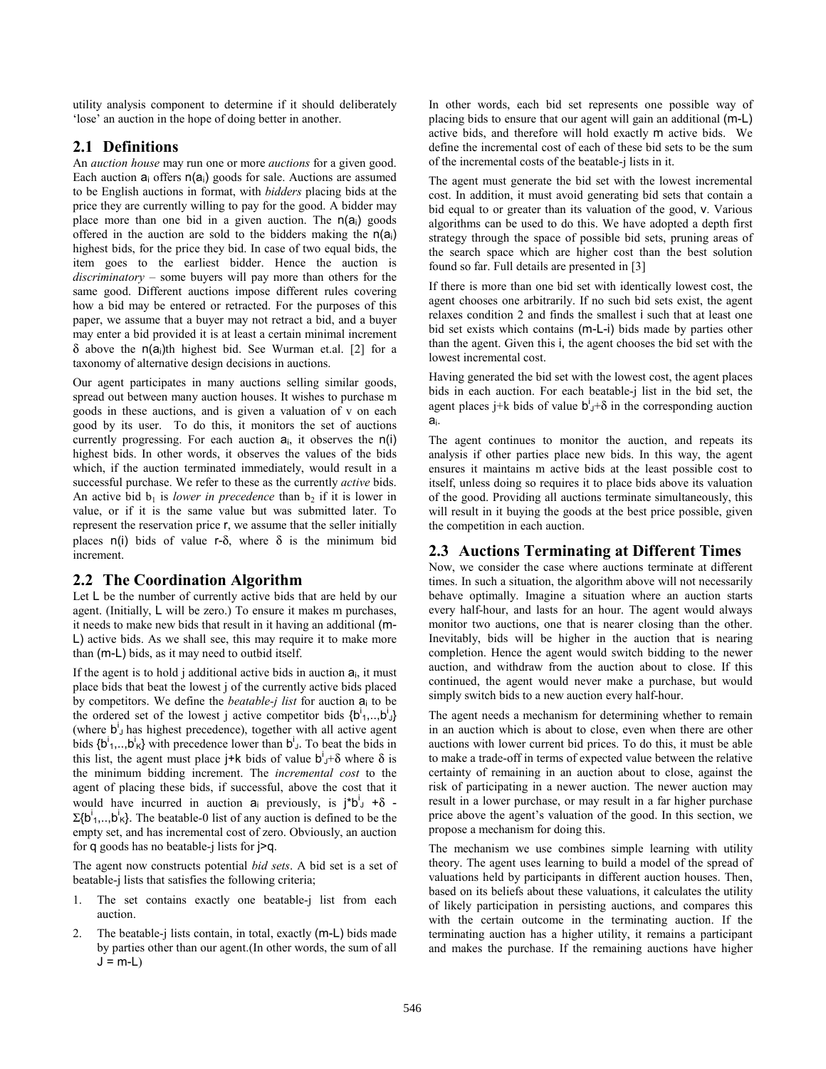utility analysis component to determine if it should deliberately 'lose' an auction in the hope of doing better in another.

## 2.1 Definitions

An *auction house* may run one or more *auctions* for a given good. Each auction $a_i$ offers $n(a_i)$ goods for sale. Auctions are assumed to be English auctions in format, with *bidders* placing bids at the price they are currently willing to pay for the good. A bidder may place more than one bid in a given auction. The $n(a_i)$ goods offered in the auction are sold to the bidders making the $n(a_i)$ highest bids, for the price they bid. In case of two equal bids, the item goes to the earliest bidder. Hence the auction is *discriminatory* – some buyers will pay more than others for the same good. Different auctions impose different rules covering how a bid may be entered or retracted. For the purposes of this paper, we assume that a buyer may not retract a bid, and a buyer may enter a bid provided it is at least a certain minimal increment $\delta$ above the $n(a_i)$th highest bid. See Wurman et.al. [2] for a taxonomy of alternative design decisions in auctions.

Our agent participates in many auctions selling similar goods, spread out between many auction houses. It wishes to purchase m goods in these auctions, and is given a valuation of v on each good by its user. To do this, it monitors the set of auctions currently progressing. For each auction $a_i$, it observes the $n(i)$ highest bids. In other words, it observes the values of the bids which, if the auction terminated immediately, would result in a successful purchase. We refer to these as the currently *active* bids. An active bid $b_1$ is *lower in precedence* than $b_2$ if it is lower in value, or if it is the same value but was submitted later. To represent the reservation price r, we assume that the seller initially places $n(i)$ bids of value $r-\delta$, where $\delta$ is the minimum bid increment.

## 2.2 The Coordination Algorithm

Let L be the number of currently active bids that are held by our agent. (Initially, L will be zero.) To ensure it makes m purchases, it needs to make new bids that result in it having an additional (m-L) active bids. As we shall see, this may require it to make more than (m-L) bids, as it may need to outbid itself.

If the agent is to hold j additional active bids in auction $a_i$, it must place bids that beat the lowest j of the currently active bids placed by competitors. We define the *beatable-j list* for auction $a_i$ to be the ordered set of the lowest j active competitor bids $\{b^i_1,..,b^i_J\}$ (where $b^i_J$ has highest precedence), together with all active agent bids $\{b^i_1,..,b^i_K\}$ with precedence lower than $b^i_J$. To beat the bids in this list, the agent must place j+k bids of value $b^i_J+\delta$ where $\delta$ is the minimum bidding increment. The *incremental cost* to the agent of placing these bids, if successful, above the cost that it would have incurred in auction $a_i$ previously, is $j*b^i_J+\delta - \Sigma\{b^i_1,..,b^i_K\}$. The beatable-0 list of any auction is defined to be the empty set, and has incremental cost of zero. Obviously, an auction for q goods has no beatable-j lists for j>q.

The agent now constructs potential *bid sets*. A bid set is a set of beatable-j lists that satisfies the following criteria;

1. The set contains exactly one beatable-j list from each auction.
2. The beatable-j lists contain, in total, exactly (m-L) bids made by parties other than our agent.(In other words, the sum of all J = m-L)

In other words, each bid set represents one possible way of placing bids to ensure that our agent will gain an additional (m-L) active bids, and therefore will hold exactly m active bids. We define the incremental cost of each of these bid sets to be the sum of the incremental costs of the beatable-j lists in it.

The agent must generate the bid set with the lowest incremental cost. In addition, it must avoid generating bid sets that contain a bid equal to or greater than its valuation of the good, v. Various algorithms can be used to do this. We have adopted a depth first strategy through the space of possible bid sets, pruning areas of the search space which are higher cost than the best solution found so far. Full details are presented in [3]

If there is more than one bid set with identically lowest cost, the agent chooses one arbitrarily. If no such bid sets exist, the agent relaxes condition 2 and finds the smallest i such that at least one bid set exists which contains (m-L-i) bids made by parties other than the agent. Given this i, the agent chooses the bid set with the lowest incremental cost.

Having generated the bid set with the lowest cost, the agent places bids in each auction. For each beatable-j list in the bid set, the agent places j+k bids of value $b^i_J+\delta$ in the corresponding auction $a_i$.

The agent continues to monitor the auction, and repeats its analysis if other parties place new bids. In this way, the agent ensures it maintains m active bids at the least possible cost to itself, unless doing so requires it to place bids above its valuation of the good. Providing all auctions terminate simultaneously, this will result in it buying the goods at the best price possible, given the competition in each auction.

## 2.3 Auctions Terminating at Different Times

Now, we consider the case where auctions terminate at different times. In such a situation, the algorithm above will not necessarily behave optimally. Imagine a situation where an auction starts every half-hour, and lasts for an hour. The agent would always monitor two auctions, one that is nearer closing than the other. Inevitably, bids will be higher in the auction that is nearing completion. Hence the agent would switch bidding to the newer auction, and withdraw from the auction about to close. If this continued, the agent would never make a purchase, but would simply switch bids to a new auction every half-hour.

The agent needs a mechanism for determining whether to remain in an auction which is about to close, even when there are other auctions with lower current bid prices. To do this, it must be able to make a trade-off in terms of expected value between the relative certainty of remaining in an auction about to close, against the risk of participating in a newer auction. The newer auction may result in a lower purchase, or may result in a far higher purchase price above the agent's valuation of the good. In this section, we propose a mechanism for doing this.

The mechanism we use combines simple learning with utility theory. The agent uses learning to build a model of the spread of valuations held by participants in different auction houses. Then, based on its beliefs about these valuations, it calculates the utility of likely participation in persisting auctions, and compares this with the certain outcome in the terminating auction. If the terminating auction has a higher utility, it remains a participant and makes the purchase. If the remaining auctions have higher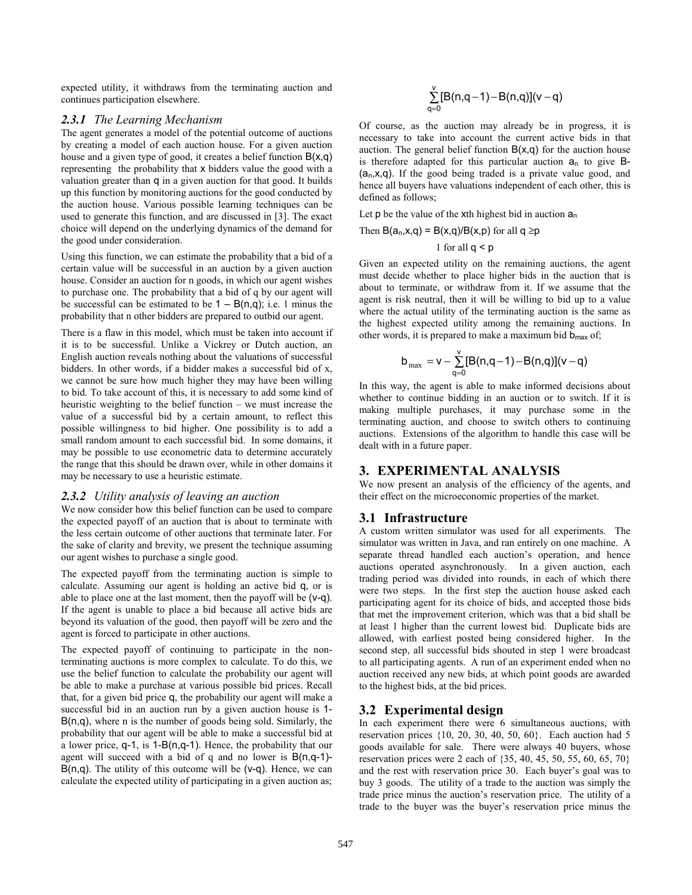expected utility, it withdraws from the terminating auction and continues participation elsewhere.

### *2.3.1 The Learning Mechanism*

The agent generates a model of the potential outcome of auctions by creating a model of each auction house. For a given auction house and a given type of good, it creates a belief function $B(x,q)$ representing the probability that $x$ bidders value the good with a valuation greater than $q$ in a given auction for that good. It builds up this function by monitoring auctions for the good conducted by the auction house. Various possible learning techniques can be used to generate this function, and are discussed in [3]. The exact choice will depend on the underlying dynamics of the demand for the good under consideration.

Using this function, we can estimate the probability that a bid of a certain value will be successful in an auction by a given auction house. Consider an auction for n goods, in which our agent wishes to purchase one. The probability that a bid of q by our agent will be successful can be estimated to be $1 - B(n,q)$; i.e. 1 minus the probability that n other bidders are prepared to outbid our agent.

There is a flaw in this model, which must be taken into account if it is to be successful. Unlike a Vickrey or Dutch auction, an English auction reveals nothing about the valuations of successful bidders. In other words, if a bidder makes a successful bid of x, we cannot be sure how much higher they may have been willing to bid. To take account of this, it is necessary to add some kind of heuristic weighting to the belief function – we must increase the value of a successful bid by a certain amount, to reflect this possible willingness to bid higher. One possibility is to add a small random amount to each successful bid. In some domains, it may be possible to use econometric data to determine accurately the range that this should be drawn over, while in other domains it may be necessary to use a heuristic estimate.

### *2.3.2 Utility analysis of leaving an auction*

We now consider how this belief function can be used to compare the expected payoff of an auction that is about to terminate with the less certain outcome of other auctions that terminate later. For the sake of clarity and brevity, we present the technique assuming our agent wishes to purchase a single good.

The expected payoff from the terminating auction is simple to calculate. Assuming our agent is holding an active bid $q$, or is able to place one at the last moment, then the payoff will be $(v-q)$. If the agent is unable to place a bid because all active bids are beyond its valuation of the good, then payoff will be zero and the agent is forced to participate in other auctions.

The expected payoff of continuing to participate in the non-terminating auctions is more complex to calculate. To do this, we use the belief function to calculate the probability our agent will be able to make a purchase at various possible bid prices. Recall that, for a given bid price $q$, the probability our agent will make a successful bid in an auction run by a given auction house is $1-B(n,q)$, where n is the number of goods being sold. Similarly, the probability that our agent will be able to make a successful bid at a lower price, $q-1$, is $1-B(n,q-1)$. Hence, the probability that our agent will succeed with a bid of q and no lower is $B(n,q-1)-B(n,q)$. The utility of this outcome will be $(v-q)$. Hence, we can calculate the expected utility of participating in a given auction as;

$$\sum_{q=0}^{v}[B(n,q-1)-B(n,q)](v-q)$$

Of course, as the auction may already be in progress, it is necessary to take into account the current active bids in that auction. The general belief function $B(x,q)$ for the auction house is therefore adapted for this particular auction $a_n$ to give $B(a_n,x,q)$. If the good being traded is a private value good, and hence all buyers have valuations independent of each other, this is defined as follows;

Let $p$ be the value of the $x$th highest bid in auction $a_n$

Then $B(a_n,x,q) = B(x,q)/B(x,p)$ for all $q \geq p$

1 for all $q < p$

Given an expected utility on the remaining auctions, the agent must decide whether to place higher bids in the auction that is about to terminate, or withdraw from it. If we assume that the agent is risk neutral, then it will be willing to bid up to a value where the actual utility of the terminating auction is the same as the highest expected utility among the remaining auctions. In other words, it is prepared to make a maximum bid $b_{max}$ of;

$$b_{max} = v - \sum_{q=0}^{v}[B(n,q-1)-B(n,q)](v-q)$$

In this way, the agent is able to make informed decisions about whether to continue bidding in an auction or to switch. If it is making multiple purchases, it may purchase some in the terminating auction, and choose to switch others to continuing auctions. Extensions of the algorithm to handle this case will be dealt with in a future paper.

## 3. EXPERIMENTAL ANALYSIS

We now present an analysis of the efficiency of the agents, and their effect on the microeconomic properties of the market.

## 3.1 Infrastructure

A custom written simulator was used for all experiments. The simulator was written in Java, and ran entirely on one machine. A separate thread handled each auction's operation, and hence auctions operated asynchronously. In a given auction, each trading period was divided into rounds, in each of which there were two steps. In the first step the auction house asked each participating agent for its choice of bids, and accepted those bids that met the improvement criterion, which was that a bid shall be at least 1 higher than the current lowest bid. Duplicate bids are allowed, with earliest posted being considered higher. In the second step, all successful bids shouted in step 1 were broadcast to all participating agents. A run of an experiment ended when no auction received any new bids, at which point goods are awarded to the highest bids, at the bid prices.

## 3.2 Experimental design

In each experiment there were 6 simultaneous auctions, with reservation prices {10, 20, 30, 40, 50, 60}. Each auction had 5 goods available for sale. There were always 40 buyers, whose reservation prices were 2 each of {35, 40, 45, 50, 55, 60, 65, 70} and the rest with reservation price 30. Each buyer's goal was to buy 3 goods. The utility of a trade to the auction was simply the trade price minus the auction's reservation price. The utility of a trade to the buyer was the buyer's reservation price minus the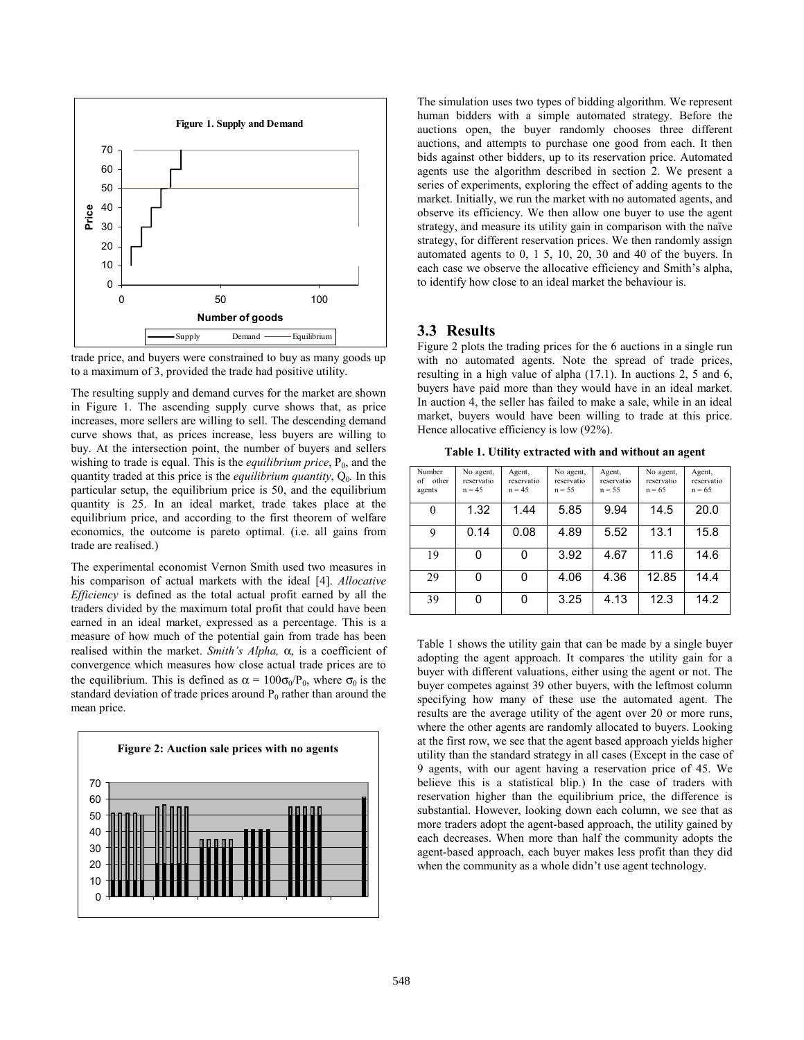trade price, and buyers were constrained to buy as many goods up to a maximum of 3, provided the trade had positive utility.

The resulting supply and demand curves for the market are shown in Figure 1. The ascending supply curve shows that, as price increases, more sellers are willing to sell. The descending demand curve shows that, as prices increase, less buyers are willing to buy. At the intersection point, the number of buyers and sellers wishing to trade is equal. This is the *equilibrium price*, $P_0$, and the quantity traded at this price is the *equilibrium quantity*, $Q_0$. In this particular setup, the equilibrium price is 50, and the equilibrium quantity is 25. In an ideal market, trade takes place at the equilibrium price, and according to the first theorem of welfare economics, the outcome is pareto optimal. (i.e. all gains from trade are realised.)

The experimental economist Vernon Smith used two measures in his comparison of actual markets with the ideal [4]. *Allocative Efficiency* is defined as the total actual profit earned by all the traders divided by the maximum total profit that could have been earned in an ideal market, expressed as a percentage. This is a measure of how much of the potential gain from trade has been realised within the market. *Smith's Alpha,* $\alpha$, is a coefficient of convergence which measures how close actual trade prices are to the equilibrium. This is defined as $\alpha = 100\sigma_0/P_0$, where $\sigma_0$ is the standard deviation of trade prices around $P_0$ rather than around the mean price.

The simulation uses two types of bidding algorithm. We represent human bidders with a simple automated strategy. Before the auctions open, the buyer randomly chooses three different auctions, and attempts to purchase one good from each. It then bids against other bidders, up to its reservation price. Automated agents use the algorithm described in section 2. We present a series of experiments, exploring the effect of adding agents to the market. Initially, we run the market with no automated agents, and observe its efficiency. We then allow one buyer to use the agent strategy, and measure its utility gain in comparison with the naïve strategy, for different reservation prices. We then randomly assign automated agents to 0, 1 5, 10, 20, 30 and 40 of the buyers. In each case we observe the allocative efficiency and Smith's alpha, to identify how close to an ideal market the behaviour is.

## 3.3 Results

Figure 2 plots the trading prices for the 6 auctions in a single run with no automated agents. Note the spread of trade prices, resulting in a high value of alpha (17.1). In auctions 2, 5 and 6, buyers have paid more than they would have in an ideal market. In auction 4, the seller has failed to make a sale, while in an ideal market, buyers would have been willing to trade at this price. Hence allocative efficiency is low (92%).

**Table 1. Utility extracted with and without an agent**

| Number of other agents | No agent, reservatio n = 45 | Agent, reservatio n = 45 | No agent, reservatio n = 55 | Agent, reservatio n = 55 | No agent, reservatio n = 65 | Agent, reservatio n = 65 |
|---|---|---|---|---|---|---|
| 0 | 1.32 | 1.44 | 5.85 | 9.94 | 14.5 | 20.0 |
| 9 | 0.14 | 0.08 | 4.89 | 5.52 | 13.1 | 15.8 |
| 19 | 0 | 0 | 3.92 | 4.67 | 11.6 | 14.6 |
| 29 | 0 | 0 | 4.06 | 4.36 | 12.85 | 14.4 |
| 39 | 0 | 0 | 3.25 | 4.13 | 12.3 | 14.2 |

Table 1 shows the utility gain that can be made by a single buyer adopting the agent approach. It compares the utility gain for a buyer with different valuations, either using the agent or not. The buyer competes against 39 other buyers, with the leftmost column specifying how many of these use the automated agent. The results are the average utility of the agent over 20 or more runs, where the other agents are randomly allocated to buyers. Looking at the first row, we see that the agent based approach yields higher utility than the standard strategy in all cases (Except in the case of 9 agents, with our agent having a reservation price of 45. We believe this is a statistical blip.) In the case of traders with reservation higher than the equilibrium price, the difference is substantial. However, looking down each column, we see that as more traders adopt the agent-based approach, the utility gained by each decreases. When more than half the community adopts the agent-based approach, each buyer makes less profit than they did when the community as a whole didn't use agent technology.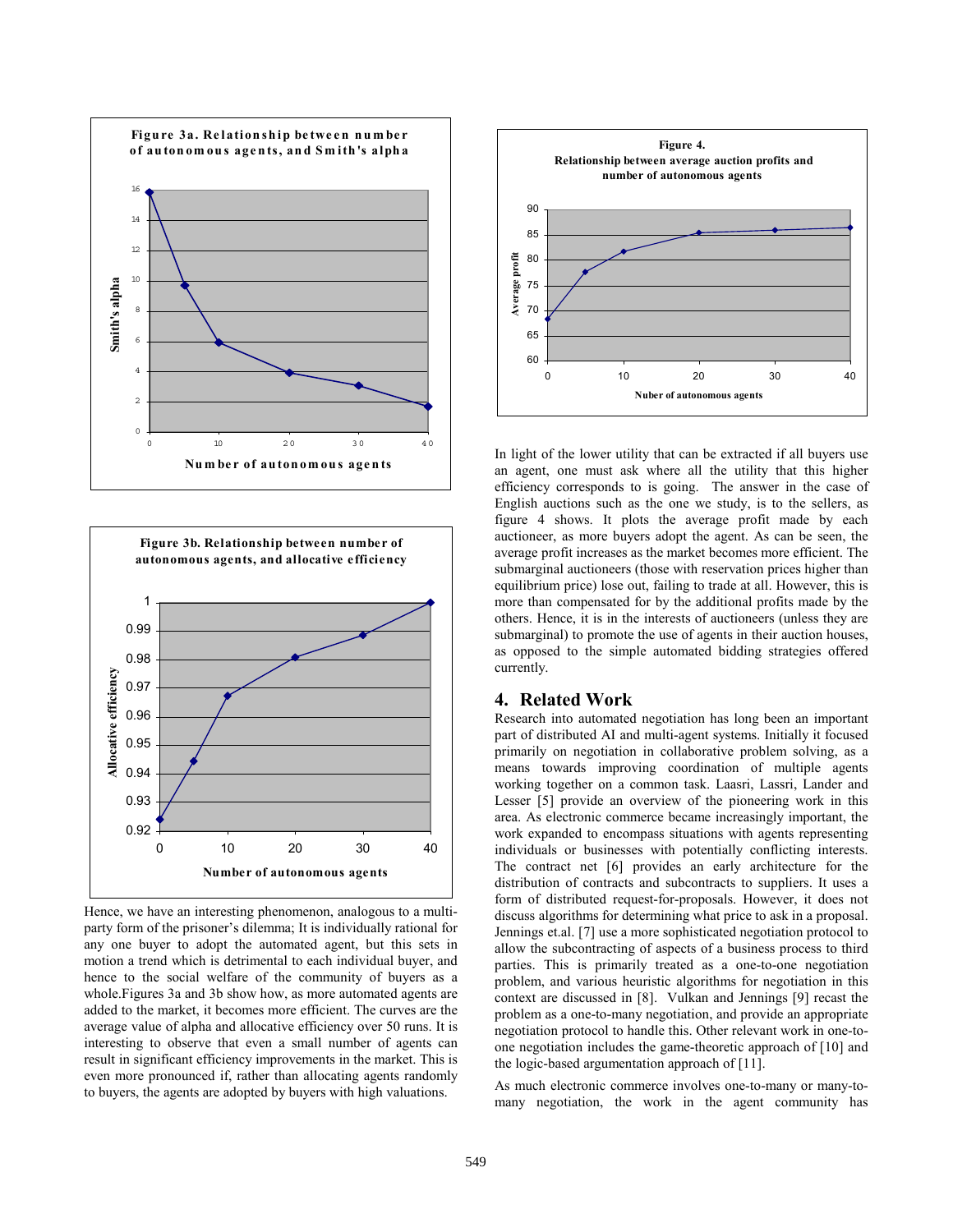Figure 3a. Relationship between number of autonomous agents, and Smith's alpha

Figure 3b. Relationship between number of autonomous agents, and allocative efficiency

Hence, we have an interesting phenomenon, analogous to a multi-party form of the prisoner's dilemma; It is individually rational for any one buyer to adopt the automated agent, but this sets in motion a trend which is detrimental to each individual buyer, and hence to the social welfare of the community of buyers as a whole.Figures 3a and 3b show how, as more automated agents are added to the market, it becomes more efficient. The curves are the average value of alpha and allocative efficiency over 50 runs. It is interesting to observe that even a small number of agents can result in significant efficiency improvements in the market. This is even more pronounced if, rather than allocating agents randomly to buyers, the agents are adopted by buyers with high valuations.

Figure 4. Relationship between average auction profits and number of autonomous agents

In light of the lower utility that can be extracted if all buyers use an agent, one must ask where all the utility that this higher efficiency corresponds to is going. The answer in the case of English auctions such as the one we study, is to the sellers, as figure 4 shows. It plots the average profit made by each auctioneer, as more buyers adopt the agent. As can be seen, the average profit increases as the market becomes more efficient. The submarginal auctioneers (those with reservation prices higher than equilibrium price) lose out, failing to trade at all. However, this is more than compensated for by the additional profits made by the others. Hence, it is in the interests of auctioneers (unless they are submarginal) to promote the use of agents in their auction houses, as opposed to the simple automated bidding strategies offered currently.

## 4. Related Work

Research into automated negotiation has long been an important part of distributed AI and multi-agent systems. Initially it focused primarily on negotiation in collaborative problem solving, as a means towards improving coordination of multiple agents working together on a common task. Laasri, Lassri, Lander and Lesser [5] provide an overview of the pioneering work in this area. As electronic commerce became increasingly important, the work expanded to encompass situations with agents representing individuals or businesses with potentially conflicting interests. The contract net [6] provides an early architecture for the distribution of contracts and subcontracts to suppliers. It uses a form of distributed request-for-proposals. However, it does not discuss algorithms for determining what price to ask in a proposal. Jennings et.al. [7] use a more sophisticated negotiation protocol to allow the subcontracting of aspects of a business process to third parties. This is primarily treated as a one-to-one negotiation problem, and various heuristic algorithms for negotiation in this context are discussed in [8]. Vulkan and Jennings [9] recast the problem as a one-to-many negotiation, and provide an appropriate negotiation protocol to handle this. Other relevant work in one-to-one negotiation includes the game-theoretic approach of [10] and the logic-based argumentation approach of [11].

As much electronic commerce involves one-to-many or many-to-many negotiation, the work in the agent community has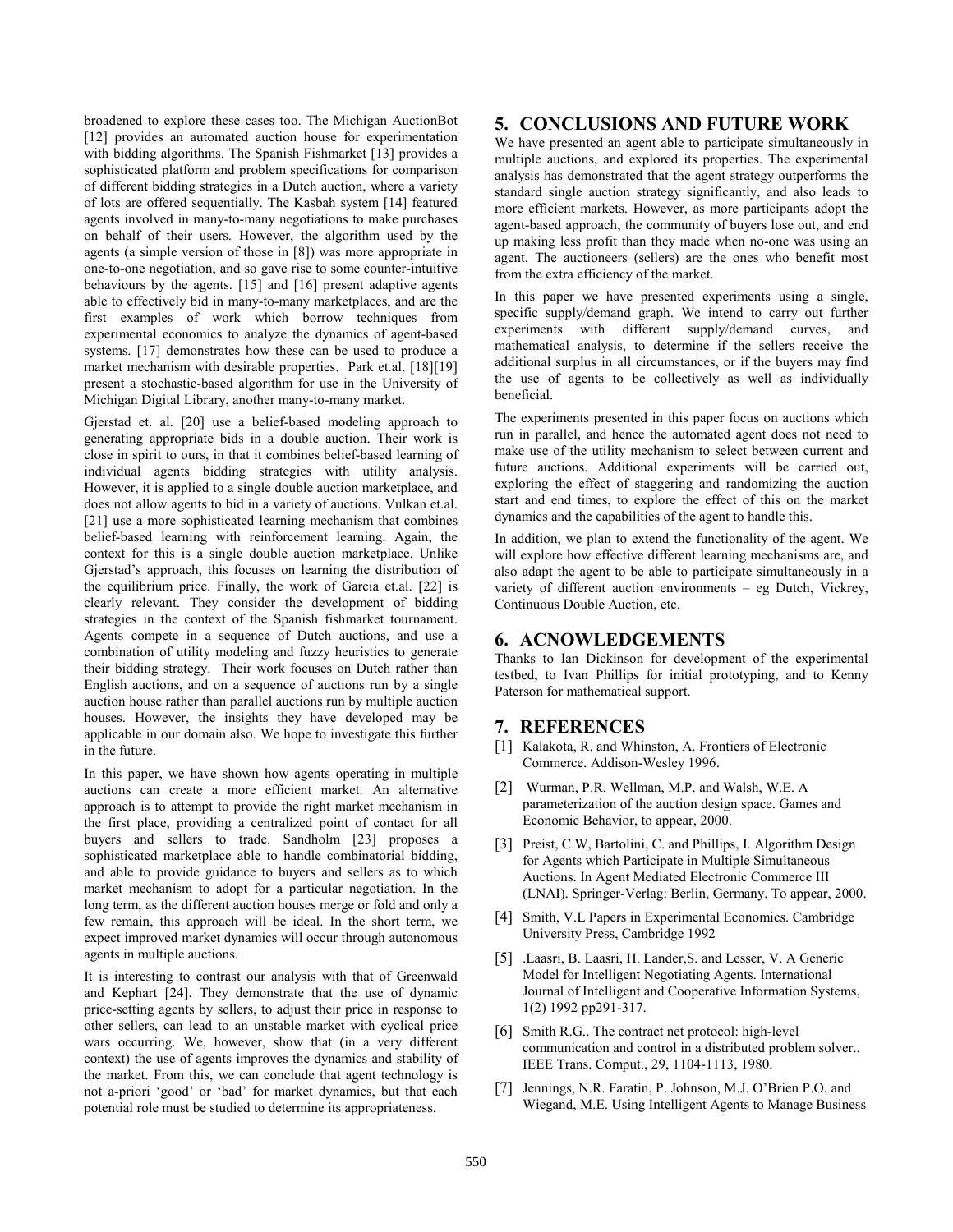broadened to explore these cases too. The Michigan AuctionBot [12] provides an automated auction house for experimentation with bidding algorithms. The Spanish Fishmarket [13] provides a sophisticated platform and problem specifications for comparison of different bidding strategies in a Dutch auction, where a variety of lots are offered sequentially. The Kasbah system [14] featured agents involved in many-to-many negotiations to make purchases on behalf of their users. However, the algorithm used by the agents (a simple version of those in [8]) was more appropriate in one-to-one negotiation, and so gave rise to some counter-intuitive behaviours by the agents. [15] and [16] present adaptive agents able to effectively bid in many-to-many marketplaces, and are the first examples of work which borrow techniques from experimental economics to analyze the dynamics of agent-based systems. [17] demonstrates how these can be used to produce a market mechanism with desirable properties. Park et.al. [18][19] present a stochastic-based algorithm for use in the University of Michigan Digital Library, another many-to-many market.

Gjerstad et. al. [20] use a belief-based modeling approach to generating appropriate bids in a double auction. Their work is close in spirit to ours, in that it combines belief-based learning of individual agents bidding strategies with utility analysis. However, it is applied to a single double auction marketplace, and does not allow agents to bid in a variety of auctions. Vulkan et.al. [21] use a more sophisticated learning mechanism that combines belief-based learning with reinforcement learning. Again, the context for this is a single double auction marketplace. Unlike Gjerstad's approach, this focuses on learning the distribution of the equilibrium price. Finally, the work of Garcia et.al. [22] is clearly relevant. They consider the development of bidding strategies in the context of the Spanish fishmarket tournament. Agents compete in a sequence of Dutch auctions, and use a combination of utility modeling and fuzzy heuristics to generate their bidding strategy. Their work focuses on Dutch rather than English auctions, and on a sequence of auctions run by a single auction house rather than parallel auctions run by multiple auction houses. However, the insights they have developed may be applicable in our domain also. We hope to investigate this further in the future.

In this paper, we have shown how agents operating in multiple auctions can create a more efficient market. An alternative approach is to attempt to provide the right market mechanism in the first place, providing a centralized point of contact for all buyers and sellers to trade. Sandholm [23] proposes a sophisticated marketplace able to handle combinatorial bidding, and able to provide guidance to buyers and sellers as to which market mechanism to adopt for a particular negotiation. In the long term, as the different auction houses merge or fold and only a few remain, this approach will be ideal. In the short term, we expect improved market dynamics will occur through autonomous agents in multiple auctions.

It is interesting to contrast our analysis with that of Greenwald and Kephart [24]. They demonstrate that the use of dynamic price-setting agents by sellers, to adjust their price in response to other sellers, can lead to an unstable market with cyclical price wars occurring. We, however, show that (in a very different context) the use of agents improves the dynamics and stability of the market. From this, we can conclude that agent technology is not a-priori 'good' or 'bad' for market dynamics, but that each potential role must be studied to determine its appropriateness.

## 5. CONCLUSIONS AND FUTURE WORK

We have presented an agent able to participate simultaneously in multiple auctions, and explored its properties. The experimental analysis has demonstrated that the agent strategy outperforms the standard single auction strategy significantly, and also leads to more efficient markets. However, as more participants adopt the agent-based approach, the community of buyers lose out, and end up making less profit than they made when no-one was using an agent. The auctioneers (sellers) are the ones who benefit most from the extra efficiency of the market.

In this paper we have presented experiments using a single, specific supply/demand graph. We intend to carry out further experiments with different supply/demand curves, and mathematical analysis, to determine if the sellers receive the additional surplus in all circumstances, or if the buyers may find the use of agents to be collectively as well as individually beneficial.

The experiments presented in this paper focus on auctions which run in parallel, and hence the automated agent does not need to make use of the utility mechanism to select between current and future auctions. Additional experiments will be carried out, exploring the effect of staggering and randomizing the auction start and end times, to explore the effect of this on the market dynamics and the capabilities of the agent to handle this.

In addition, we plan to extend the functionality of the agent. We will explore how effective different learning mechanisms are, and also adapt the agent to be able to participate simultaneously in a variety of different auction environments – eg Dutch, Vickrey, Continuous Double Auction, etc.

## 6. ACNOWLEDGEMENTS

Thanks to Ian Dickinson for development of the experimental testbed, to Ivan Phillips for initial prototyping, and to Kenny Paterson for mathematical support.

## 7. REFERENCES

[1] Kalakota, R. and Whinston, A. Frontiers of Electronic Commerce. Addison-Wesley 1996.

[2] Wurman, P.R. Wellman, M.P. and Walsh, W.E. A parameterization of the auction design space. Games and Economic Behavior, to appear, 2000.

[3] Preist, C.W, Bartolini, C. and Phillips, I. Algorithm Design for Agents which Participate in Multiple Simultaneous Auctions. In Agent Mediated Electronic Commerce III (LNAI). Springer-Verlag: Berlin, Germany. To appear, 2000.

[4] Smith, V.L Papers in Experimental Economics. Cambridge University Press, Cambridge 1992

[5] .Laasri, B. Laasri, H. Lander,S. and Lesser, V. A Generic Model for Intelligent Negotiating Agents. International Journal of Intelligent and Cooperative Information Systems, 1(2) 1992 pp291-317.

[6] Smith R.G.. The contract net protocol: high-level communication and control in a distributed problem solver.. IEEE Trans. Comput., 29, 1104-1113, 1980.

[7] Jennings, N.R. Faratin, P. Johnson, M.J. O'Brien P.O. and Wiegand, M.E. Using Intelligent Agents to Manage Business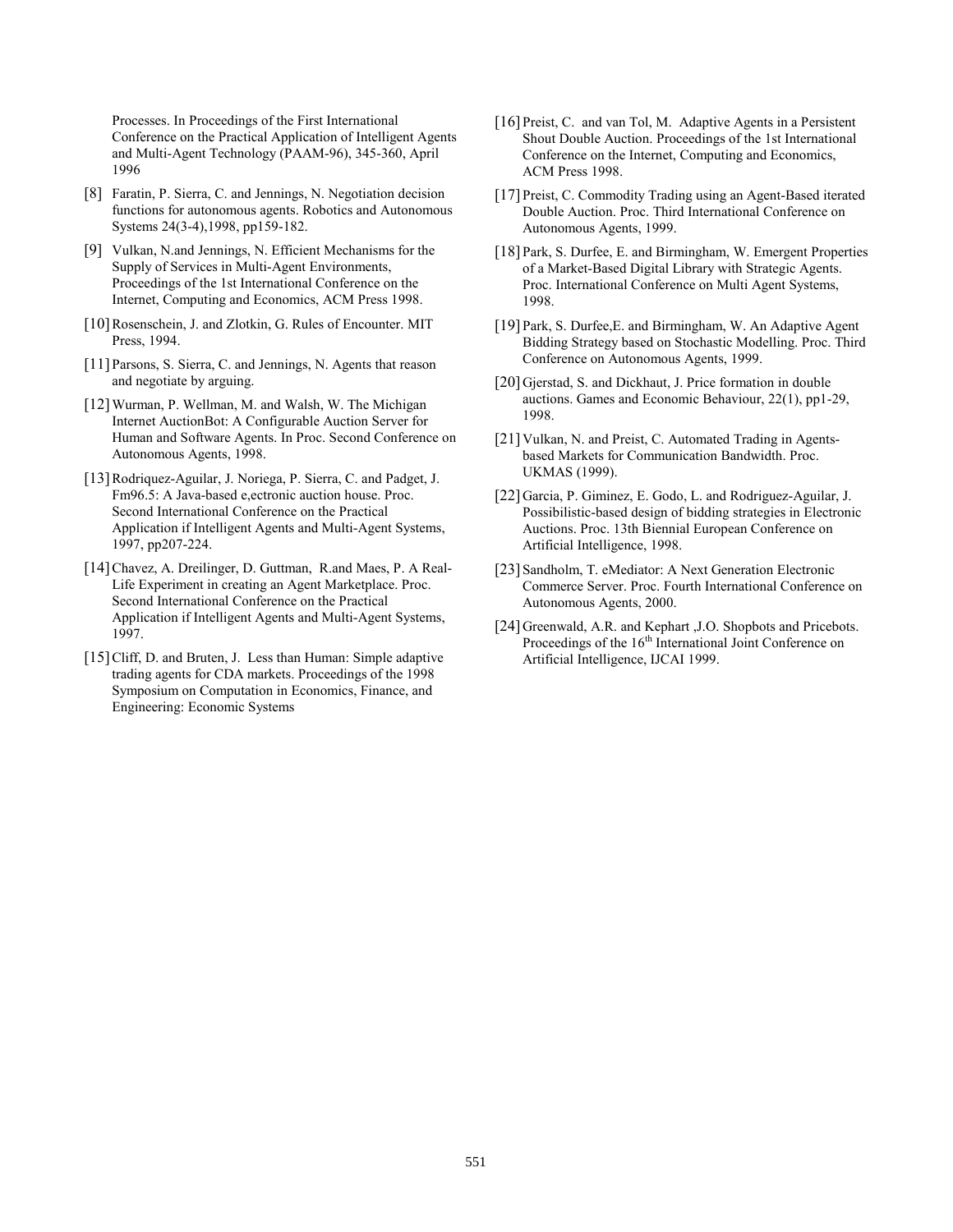Processes. In Proceedings of the First International Conference on the Practical Application of Intelligent Agents and Multi-Agent Technology (PAAM-96), 345-360, April 1996

[8] Faratin, P. Sierra, C. and Jennings, N. Negotiation decision functions for autonomous agents. Robotics and Autonomous Systems 24(3-4),1998, pp159-182.

[9] Vulkan, N.and Jennings, N. Efficient Mechanisms for the Supply of Services in Multi-Agent Environments, Proceedings of the 1st International Conference on the Internet, Computing and Economics, ACM Press 1998.

[10] Rosenschein, J. and Zlotkin, G. Rules of Encounter. MIT Press, 1994.

[11] Parsons, S. Sierra, C. and Jennings, N. Agents that reason and negotiate by arguing.

[12] Wurman, P. Wellman, M. and Walsh, W. The Michigan Internet AuctionBot: A Configurable Auction Server for Human and Software Agents. In Proc. Second Conference on Autonomous Agents, 1998.

[13] Rodriquez-Aguilar, J. Noriega, P. Sierra, C. and Padget, J. Fm96.5: A Java-based e,ectronic auction house. Proc. Second International Conference on the Practical Application if Intelligent Agents and Multi-Agent Systems, 1997, pp207-224.

[14] Chavez, A. Dreilinger, D. Guttman, R.and Maes, P. A Real-Life Experiment in creating an Agent Marketplace. Proc. Second International Conference on the Practical Application if Intelligent Agents and Multi-Agent Systems, 1997.

[15] Cliff, D. and Bruten, J. Less than Human: Simple adaptive trading agents for CDA markets. Proceedings of the 1998 Symposium on Computation in Economics, Finance, and Engineering: Economic Systems

[16] Preist, C. and van Tol, M. Adaptive Agents in a Persistent Shout Double Auction. Proceedings of the 1st International Conference on the Internet, Computing and Economics, ACM Press 1998.

[17] Preist, C. Commodity Trading using an Agent-Based iterated Double Auction. Proc. Third International Conference on Autonomous Agents, 1999.

[18] Park, S. Durfee, E. and Birmingham, W. Emergent Properties of a Market-Based Digital Library with Strategic Agents. Proc. International Conference on Multi Agent Systems, 1998.

[19] Park, S. Durfee,E. and Birmingham, W. An Adaptive Agent Bidding Strategy based on Stochastic Modelling. Proc. Third Conference on Autonomous Agents, 1999.

[20] Gjerstad, S. and Dickhaut, J. Price formation in double auctions. Games and Economic Behaviour, 22(1), pp1-29, 1998.

[21] Vulkan, N. and Preist, C. Automated Trading in Agents-based Markets for Communication Bandwidth. Proc. UKMAS (1999).

[22] Garcia, P. Giminez, E. Godo, L. and Rodriguez-Aguilar, J. Possibilistic-based design of bidding strategies in Electronic Auctions. Proc. 13th Biennial European Conference on Artificial Intelligence, 1998.

[23] Sandholm, T. eMediator: A Next Generation Electronic Commerce Server. Proc. Fourth International Conference on Autonomous Agents, 2000.

[24] Greenwald, A.R. and Kephart ,J.O. Shopbots and Pricebots. Proceedings of the 16th International Joint Conference on Artificial Intelligence, IJCAI 1999.